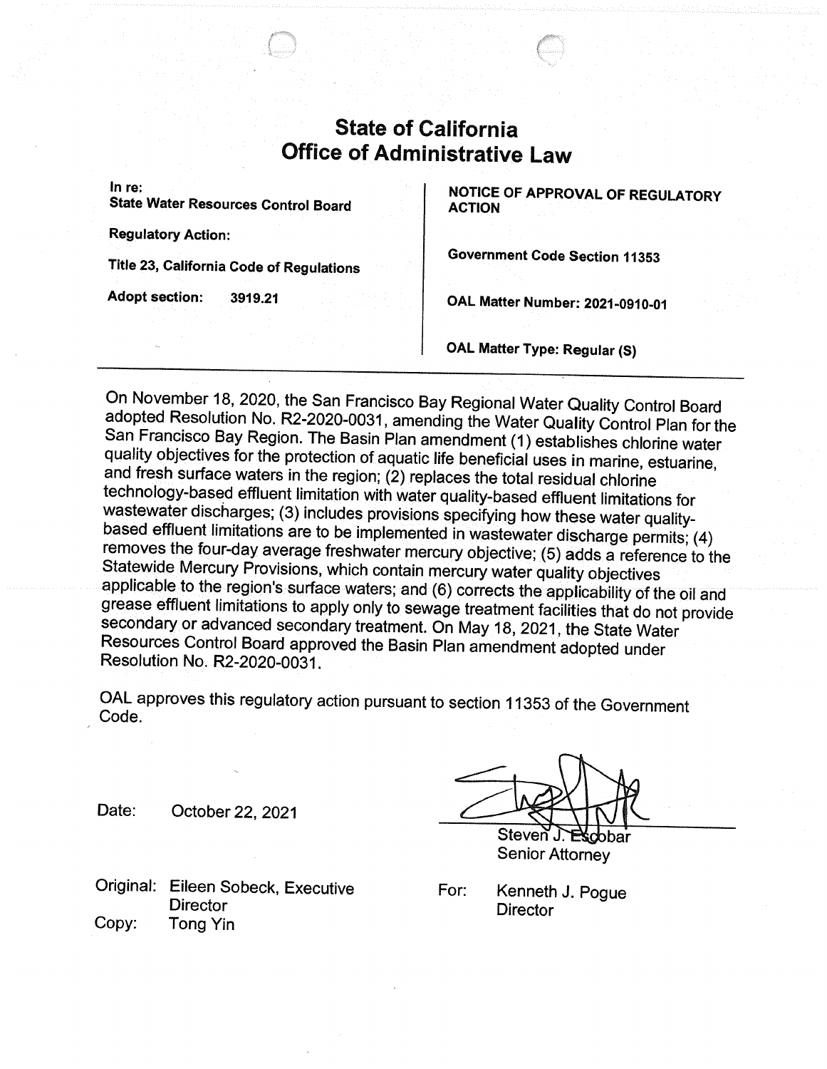# State of California
# Office of Administrative Law

| In re: State Water Resources Control Board | NOTICE OF APPROVAL OF REGULATORY ACTION |
|---|---|
| **Regulatory Action:** | |
| **Title 23, California Code of Regulations** | **Government Code Section 11353** |
| **Adopt section: 3919.21** | **OAL Matter Number: 2021-0910-01** |
| | **OAL Matter Type: Regular (S)** |

On November 18, 2020, the San Francisco Bay Regional Water Quality Control Board adopted Resolution No. R2-2020-0031, amending the Water Quality Control Plan for the San Francisco Bay Region. The Basin Plan amendment (1) establishes chlorine water quality objectives for the protection of aquatic life beneficial uses in marine, estuarine, and fresh surface waters in the region; (2) replaces the total residual chlorine technology-based effluent limitation with water quality-based effluent limitations for wastewater discharges; (3) includes provisions specifying how these water quality-based effluent limitations are to be implemented in wastewater discharge permits; (4) removes the four-day average freshwater mercury objective; (5) adds a reference to the Statewide Mercury Provisions, which contain mercury water quality objectives applicable to the region's surface waters; and (6) corrects the applicability of the oil and grease effluent limitations to apply only to sewage treatment facilities that do not provide secondary or advanced secondary treatment. On May 18, 2021, the State Water Resources Control Board approved the Basin Plan amendment adopted under Resolution No. R2-2020-0031.

OAL approves this regulatory action pursuant to section 11353 of the Government Code.

Date: October 22, 2021

Steven J. Escobar
Senior Attorney

For: Kenneth J. Pogue
Director

Original: Eileen Sobeck, Executive Director
Copy: Tong Yin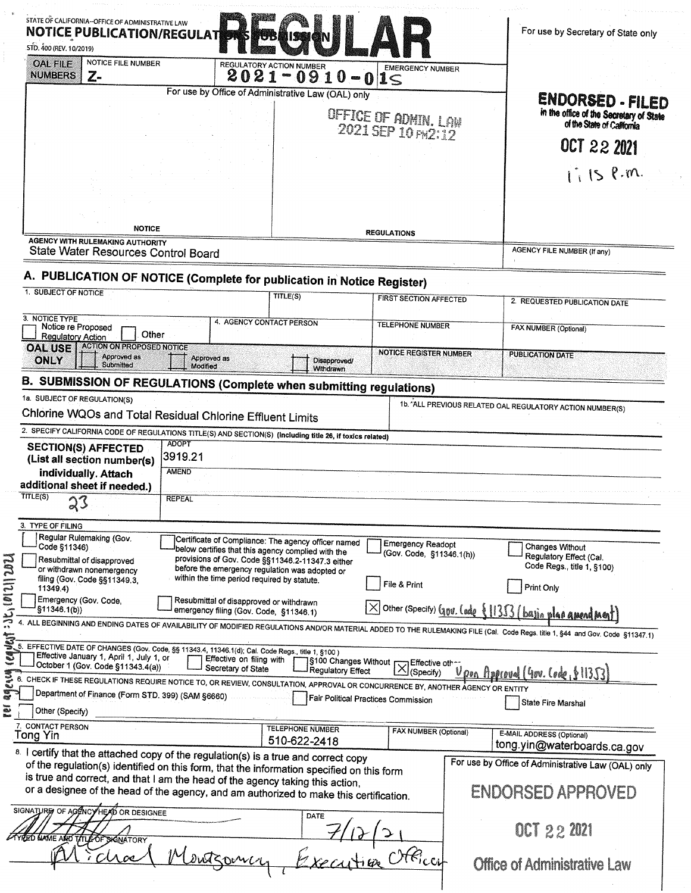STATE OF CALIFORNIA--OFFICE OF ADMINISTRATIVE LAW

# NOTICE PUBLICATION/REGULATIONS SUBMISSION

# REGULAR

STD. 400 (REV. 10/2019)

For use by Secretary of State only

| OAL FILE NUMBERS | NOTICE FILE NUMBER | REGULATORY ACTION NUMBER | EMERGENCY NUMBER |
| --- | --- | --- | --- |
| | Z- | 2021-0910-01S | |

For use by Office of Administrative Law (OAL) only

OFFICE OF ADMIN. LAW
2021 SEP 10 PM2:12

**ENDORSED - FILED**
in the office of the Secretary of State of the State of California

OCT 22 2021

1:15 P.m.

NOTICE | REGULATIONS

AGENCY WITH RULEMAKING AUTHORITY
State Water Resources Control Board

AGENCY FILE NUMBER (If any)

## A. PUBLICATION OF NOTICE (Complete for publication in Notice Register)

| 1. SUBJECT OF NOTICE | TITLE(S) | FIRST SECTION AFFECTED | 2. REQUESTED PUBLICATION DATE |
| --- | --- | --- | --- |
| | | | |

| 3. NOTICE TYPE | 4. AGENCY CONTACT PERSON | TELEPHONE NUMBER | FAX NUMBER (Optional) |
| --- | --- | --- | --- |
| ☐ Notice re Proposed Regulatory Action ☐ Other | | | |

| OAL USE ONLY | ACTION ON PROPOSED NOTICE: ☐ Approved as Submitted ☐ Approved as Modified ☐ Disapproved/Withdrawn | NOTICE REGISTER NUMBER | PUBLICATION DATE |
| --- | --- | --- | --- |

## B. SUBMISSION OF REGULATIONS (Complete when submitting regulations)

1a. SUBJECT OF REGULATION(S)
Chlorine WQOs and Total Residual Chlorine Effluent Limits

1b. ALL PREVIOUS RELATED OAL REGULATORY ACTION NUMBER(S)

2. SPECIFY CALIFORNIA CODE OF REGULATIONS TITLE(S) AND SECTION(S) (Including title 26, if toxics related)

| SECTION(S) AFFECTED (List all section number(s) individually. Attach additional sheet if needed.) | ADOPT: 3919.21 |
| --- | --- |
| | AMEND: |
| TITLE(S): 23 | REPEAL: |

3. TYPE OF FILING

- ☐ Regular Rulemaking (Gov. Code §11346)
- ☐ Resubmittal of disapproved or withdrawn nonemergency filing (Gov. Code §§11349.3, 11349.4)
- ☐ Emergency (Gov. Code, §11346.1(b))
- ☐ Certificate of Compliance: The agency officer named below certifies that this agency complied with the provisions of Gov. Code §§11346.2-11347.3 either before the emergency regulation was adopted or within the time period required by statute.
- ☐ Resubmittal of disapproved or withdrawn emergency filing (Gov. Code, §11346.1)
- ☐ Emergency Readopt (Gov. Code, §11346.1(h))
- ☐ File & Print
- ☒ Other (Specify) Gov. Code §11353 (basin plan amendment)
- ☐ Changes Without Regulatory Effect (Cal. Code Regs., title 1, §100)
- ☐ Print Only

4. ALL BEGINNING AND ENDING DATES OF AVAILABILITY OF MODIFIED REGULATIONS AND/OR MATERIAL ADDED TO THE RULEMAKING FILE (Cal. Code Regs. title 1, §44 and Gov. Code §11347.1)

5. EFFECTIVE DATE OF CHANGES (Gov. Code, §§ 11343.4, 11346.1(d); Cal. Code Regs., title 1, §100)

- ☐ Effective January 1, April 1, July 1, or October 1 (Gov. Code §11343.4(a))
- ☐ Effective on filing with Secretary of State
- ☐ §100 Changes Without Regulatory Effect
- ☒ Effective other (Specify) Upon Approval (Gov. Code, §11353)

per agency request: SE, 10/21/2021

6. CHECK IF THESE REGULATIONS REQUIRE NOTICE TO, OR REVIEW, CONSULTATION, APPROVAL OR CONCURRENCE BY, ANOTHER AGENCY OR ENTITY

- ☐ Department of Finance (Form STD. 399) (SAM §6660)
- ☐ Fair Political Practices Commission
- ☐ State Fire Marshal
- ☐ Other (Specify)

| 7. CONTACT PERSON | TELEPHONE NUMBER | FAX NUMBER (Optional) | E-MAIL ADDRESS (Optional) |
| --- | --- | --- | --- |
| Tong Yin | 510-622-2418 | | tong.yin@waterboards.ca.gov |

8. I certify that the attached copy of the regulation(s) is a true and correct copy of the regulation(s) identified on this form, that the information specified on this form is true and correct, and that I am the head of the agency taking this action, or a designee of the head of the agency, and am authorized to make this certification.

SIGNATURE OF AGENCY HEAD OR DESIGNEE: [signature]

DATE: 7/12/21

TYPED NAME AND TITLE OF SIGNATORY: Michael Montgomery, Executive Officer

For use by Office of Administrative Law (OAL) only

**ENDORSED APPROVED**

OCT 22 2021

Office of Administrative Law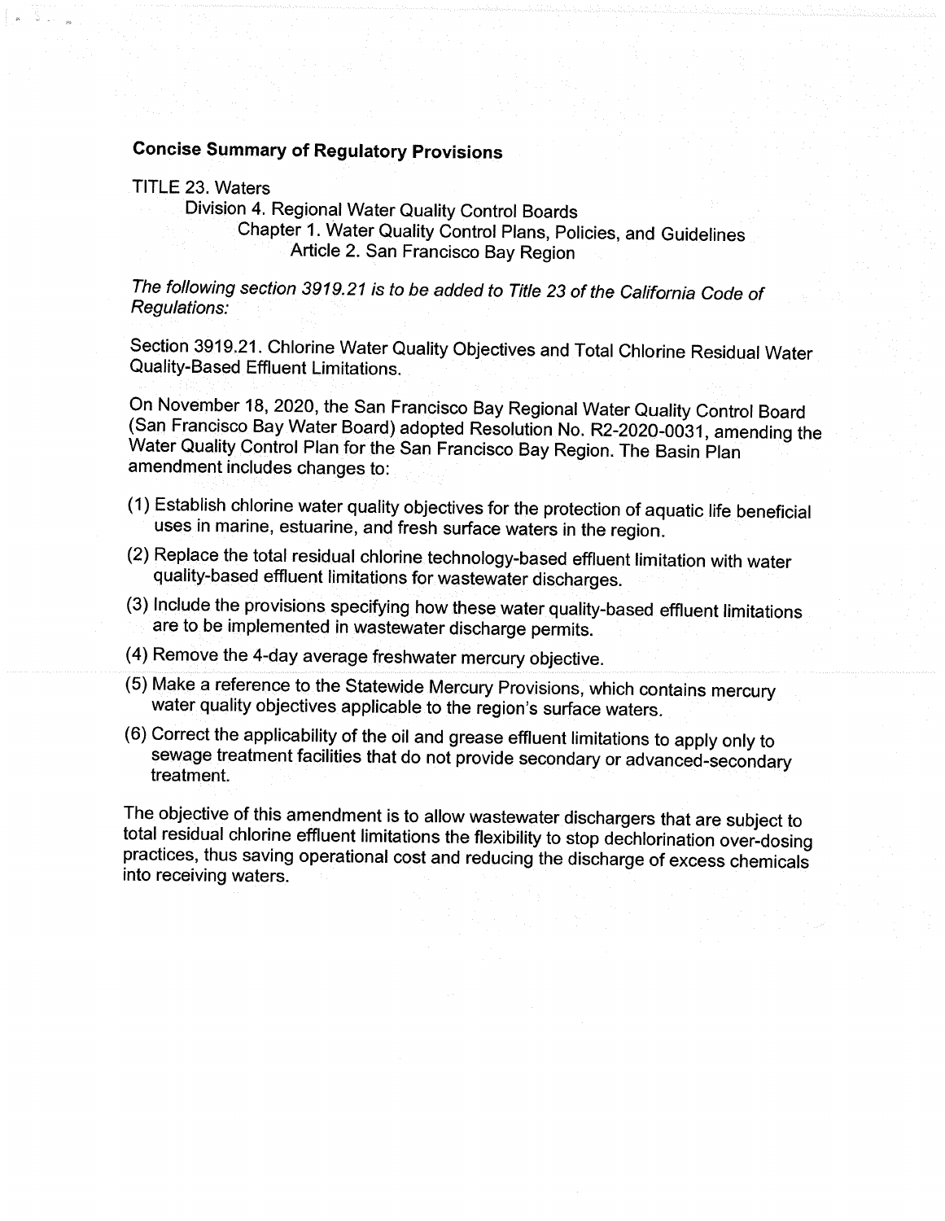## Concise Summary of Regulatory Provisions

TITLE 23. Waters
Division 4. Regional Water Quality Control Boards
Chapter 1. Water Quality Control Plans, Policies, and Guidelines
Article 2. San Francisco Bay Region

*The following section 3919.21 is to be added to Title 23 of the California Code of Regulations:*

Section 3919.21. Chlorine Water Quality Objectives and Total Chlorine Residual Water Quality-Based Effluent Limitations.

On November 18, 2020, the San Francisco Bay Regional Water Quality Control Board (San Francisco Bay Water Board) adopted Resolution No. R2-2020-0031, amending the Water Quality Control Plan for the San Francisco Bay Region. The Basin Plan amendment includes changes to:

(1) Establish chlorine water quality objectives for the protection of aquatic life beneficial uses in marine, estuarine, and fresh surface waters in the region.

(2) Replace the total residual chlorine technology-based effluent limitation with water quality-based effluent limitations for wastewater discharges.

(3) Include the provisions specifying how these water quality-based effluent limitations are to be implemented in wastewater discharge permits.

(4) Remove the 4-day average freshwater mercury objective.

(5) Make a reference to the Statewide Mercury Provisions, which contains mercury water quality objectives applicable to the region's surface waters.

(6) Correct the applicability of the oil and grease effluent limitations to apply only to sewage treatment facilities that do not provide secondary or advanced-secondary treatment.

The objective of this amendment is to allow wastewater dischargers that are subject to total residual chlorine effluent limitations the flexibility to stop dechlorination over-dosing practices, thus saving operational cost and reducing the discharge of excess chemicals into receiving waters.